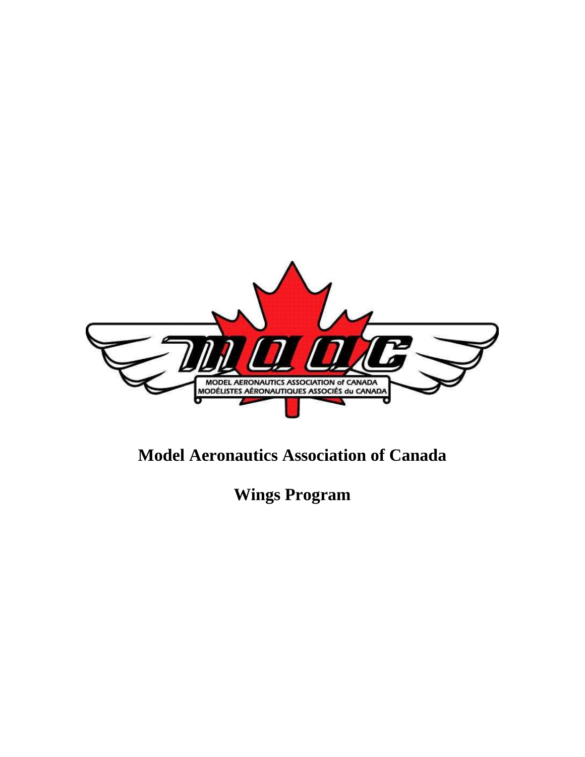# Model Aeronautics Association of Canada

## Wings Program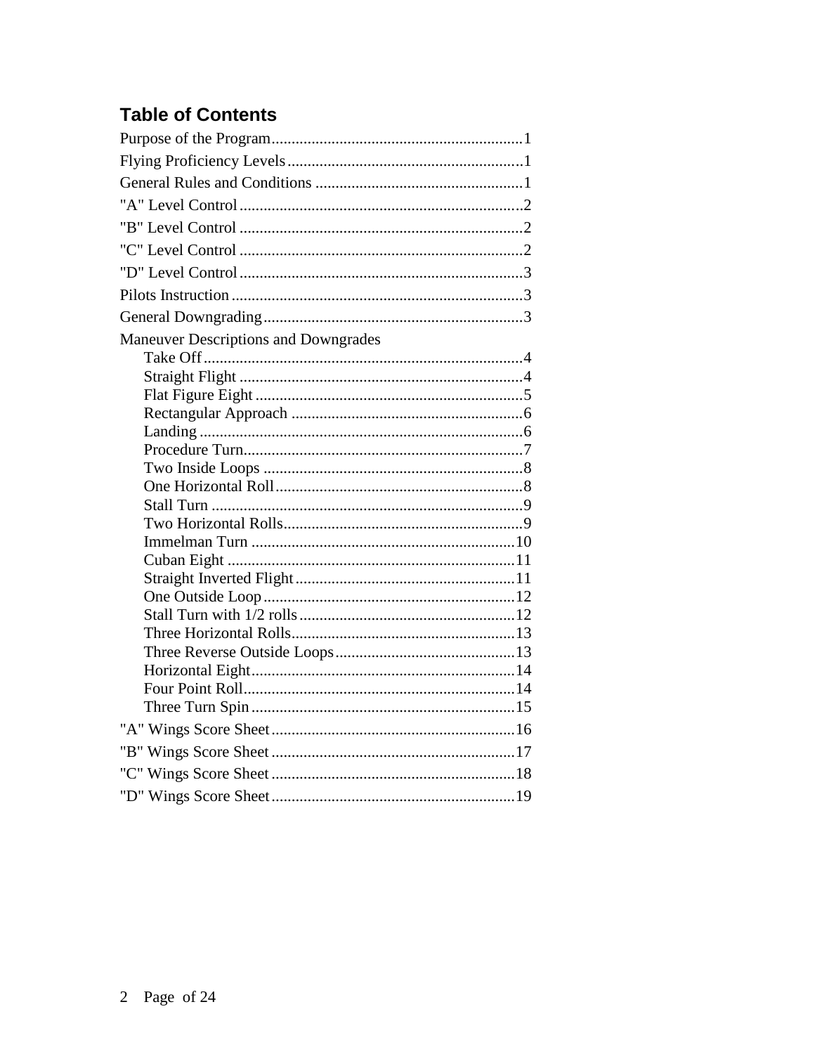## Table of Contents

Purpose of the Program ........ 1
Flying Proficiency Levels ........ 1
General Rules and Conditions ........ 1
"A" Level Control ........ 2
"B" Level Control ........ 2
"C" Level Control ........ 2
"D" Level Control ........ 3
Pilots Instruction ........ 3
General Downgrading ........ 3
Maneuver Descriptions and Downgrades
- Take Off ........ 4
- Straight Flight ........ 4
- Flat Figure Eight ........ 5
- Rectangular Approach ........ 6
- Landing ........ 6
- Procedure Turn ........ 7
- Two Inside Loops ........ 8
- One Horizontal Roll ........ 8
- Stall Turn ........ 9
- Two Horizontal Rolls ........ 9
- Immelman Turn ........ 10
- Cuban Eight ........ 11
- Straight Inverted Flight ........ 11
- One Outside Loop ........ 12
- Stall Turn with 1/2 rolls ........ 12
- Three Horizontal Rolls ........ 13
- Three Reverse Outside Loops ........ 13
- Horizontal Eight ........ 14
- Four Point Roll ........ 14
- Three Turn Spin ........ 15

"A" Wings Score Sheet ........ 16
"B" Wings Score Sheet ........ 17
"C" Wings Score Sheet ........ 18
"D" Wings Score Sheet ........ 19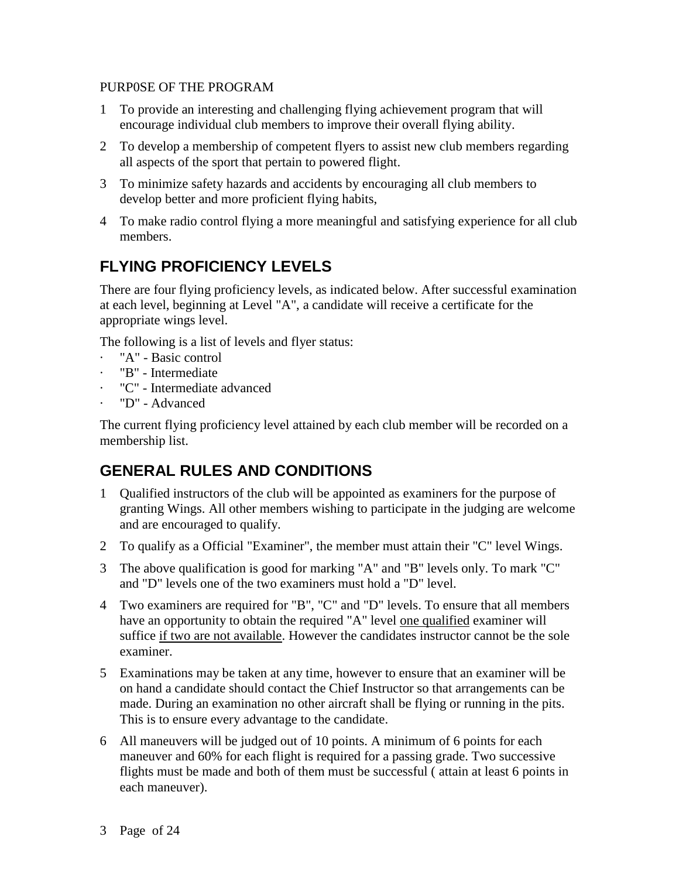PURP0SE OF THE PROGRAM

1. To provide an interesting and challenging flying achievement program that will encourage individual club members to improve their overall flying ability.
2. To develop a membership of competent flyers to assist new club members regarding all aspects of the sport that pertain to powered flight.
3. To minimize safety hazards and accidents by encouraging all club members to develop better and more proficient flying habits,
4. To make radio control flying a more meaningful and satisfying experience for all club members.

## FLYING PROFICIENCY LEVELS

There are four flying proficiency levels, as indicated below. After successful examination at each level, beginning at Level "A", a candidate will receive a certificate for the appropriate wings level.

The following is a list of levels and flyer status:

- "A" - Basic control
- "B" - Intermediate
- "C" - Intermediate advanced
- "D" - Advanced

The current flying proficiency level attained by each club member will be recorded on a membership list.

## GENERAL RULES AND CONDITIONS

1. Qualified instructors of the club will be appointed as examiners for the purpose of granting Wings. All other members wishing to participate in the judging are welcome and are encouraged to qualify.
2. To qualify as a Official "Examiner", the member must attain their "C" level Wings.
3. The above qualification is good for marking "A" and "B" levels only. To mark "C" and "D" levels one of the two examiners must hold a "D" level.
4. Two examiners are required for "B", "C" and "D" levels. To ensure that all members have an opportunity to obtain the required "A" level one qualified examiner will suffice if two are not available. However the candidates instructor cannot be the sole examiner.
5. Examinations may be taken at any time, however to ensure that an examiner will be on hand a candidate should contact the Chief Instructor so that arrangements can be made. During an examination no other aircraft shall be flying or running in the pits. This is to ensure every advantage to the candidate.
6. All maneuvers will be judged out of 10 points. A minimum of 6 points for each maneuver and 60% for each flight is required for a passing grade. Two successive flights must be made and both of them must be successful ( attain at least 6 points in each maneuver).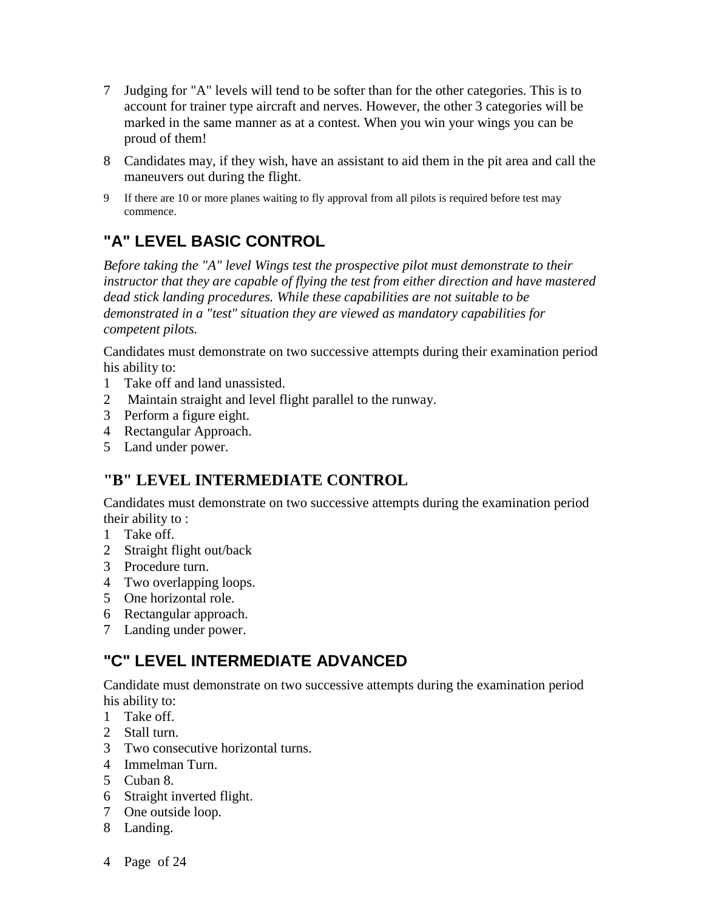7. Judging for "A" levels will tend to be softer than for the other categories. This is to account for trainer type aircraft and nerves. However, the other 3 categories will be marked in the same manner as at a contest. When you win your wings you can be proud of them!
8. Candidates may, if they wish, have an assistant to aid them in the pit area and call the maneuvers out during the flight.
9. If there are 10 or more planes waiting to fly approval from all pilots is required before test may commence.

## "A" LEVEL BASIC CONTROL

*Before taking the "A" level Wings test the prospective pilot must demonstrate to their instructor that they are capable of flying the test from either direction and have mastered dead stick landing procedures. While these capabilities are not suitable to be demonstrated in a "test" situation they are viewed as mandatory capabilities for competent pilots.*

Candidates must demonstrate on two successive attempts during their examination period his ability to:

1. Take off and land unassisted.
2. Maintain straight and level flight parallel to the runway.
3. Perform a figure eight.
4. Rectangular Approach.
5. Land under power.

## "B" LEVEL INTERMEDIATE CONTROL

Candidates must demonstrate on two successive attempts during the examination period their ability to :

1. Take off.
2. Straight flight out/back
3. Procedure turn.
4. Two overlapping loops.
5. One horizontal role.
6. Rectangular approach.
7. Landing under power.

## "C" LEVEL INTERMEDIATE ADVANCED

Candidate must demonstrate on two successive attempts during the examination period his ability to:

1. Take off.
2. Stall turn.
3. Two consecutive horizontal turns.
4. Immelman Turn.
5. Cuban 8.
6. Straight inverted flight.
7. One outside loop.
8. Landing.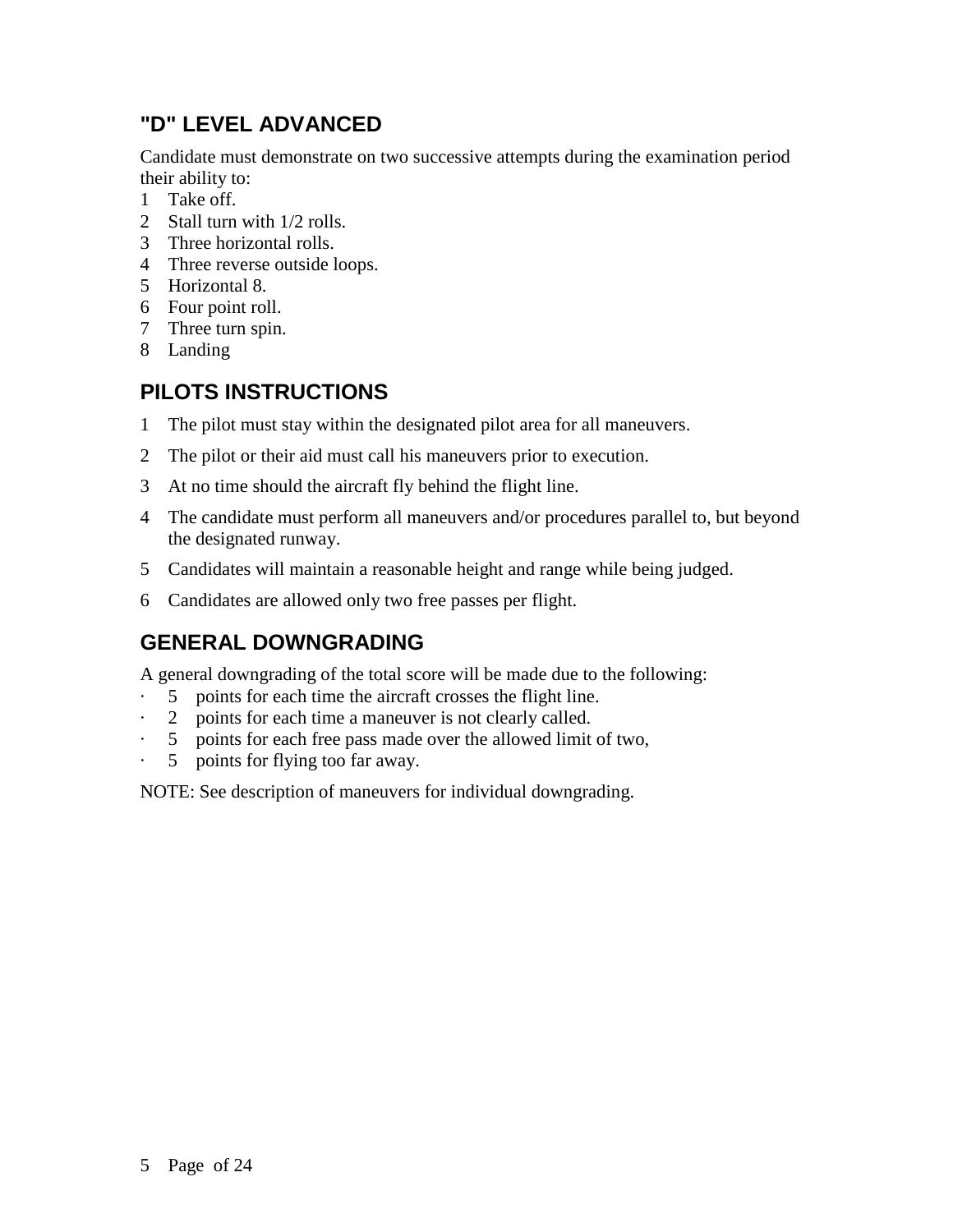## "D" LEVEL ADVANCED

Candidate must demonstrate on two successive attempts during the examination period their ability to:

1. Take off.
2. Stall turn with 1/2 rolls.
3. Three horizontal rolls.
4. Three reverse outside loops.
5. Horizontal 8.
6. Four point roll.
7. Three turn spin.
8. Landing

## PILOTS INSTRUCTIONS

1. The pilot must stay within the designated pilot area for all maneuvers.
2. The pilot or their aid must call his maneuvers prior to execution.
3. At no time should the aircraft fly behind the flight line.
4. The candidate must perform all maneuvers and/or procedures parallel to, but beyond the designated runway.
5. Candidates will maintain a reasonable height and range while being judged.
6. Candidates are allowed only two free passes per flight.

## GENERAL DOWNGRADING

A general downgrading of the total score will be made due to the following:

- 5 points for each time the aircraft crosses the flight line.
- 2 points for each time a maneuver is not clearly called.
- 5 points for each free pass made over the allowed limit of two,
- 5 points for flying too far away.

NOTE: See description of maneuvers for individual downgrading.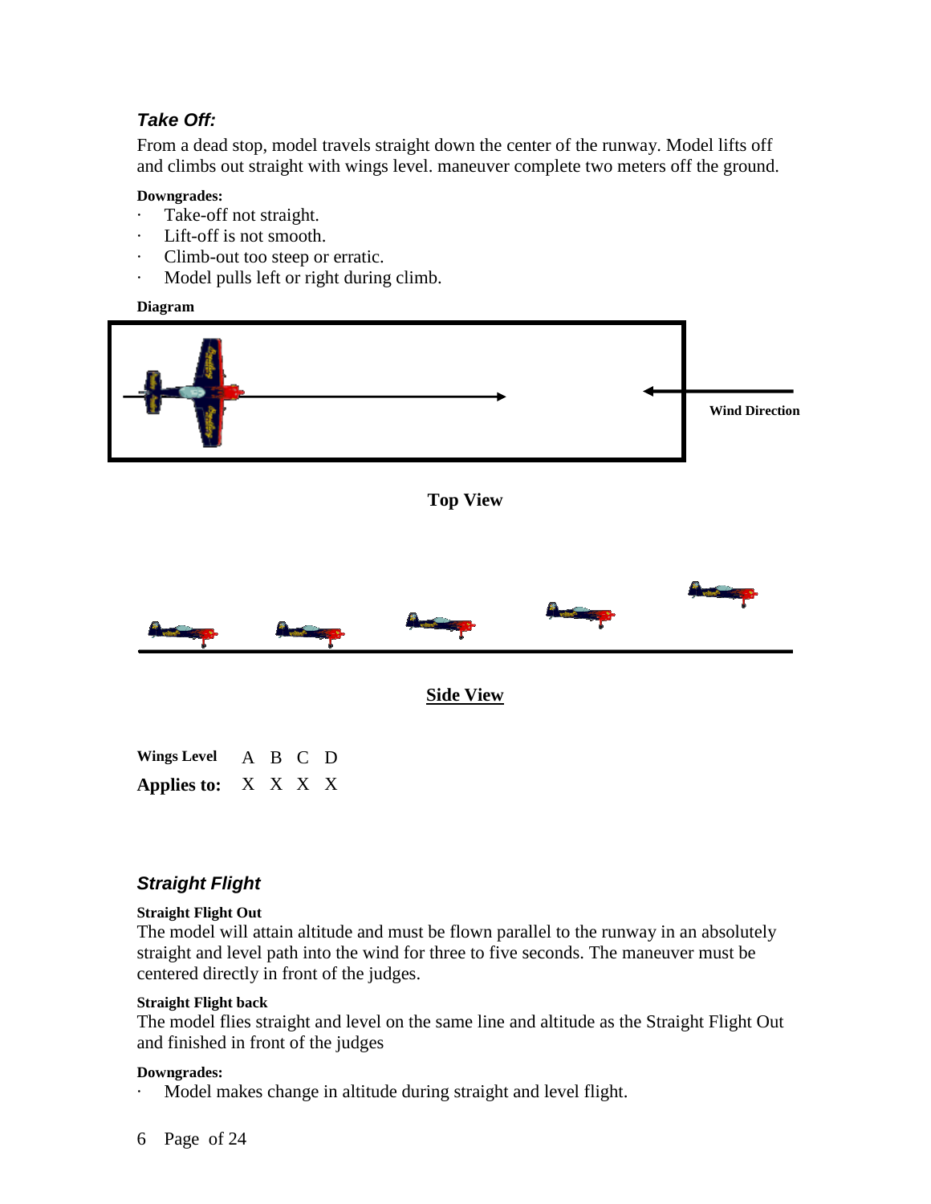### *Take Off:*

From a dead stop, model travels straight down the center of the runway. Model lifts off and climbs out straight with wings level. maneuver complete two meters off the ground.

**Downgrades:**

- Take-off not straight.
- Lift-off is not smooth.
- Climb-out too steep or erratic.
- Model pulls left or right during climb.

**Diagram**

Wind Direction

**Top View**

**Side View**

| **Wings Level** | A | B | C | D |
|---|---|---|---|---|
| **Applies to:** | X | X | X | X |

### *Straight Flight*

**Straight Flight Out**

The model will attain altitude and must be flown parallel to the runway in an absolutely straight and level path into the wind for three to five seconds. The maneuver must be centered directly in front of the judges.

**Straight Flight back**

The model flies straight and level on the same line and altitude as the Straight Flight Out and finished in front of the judges

**Downgrades:**

- Model makes change in altitude during straight and level flight.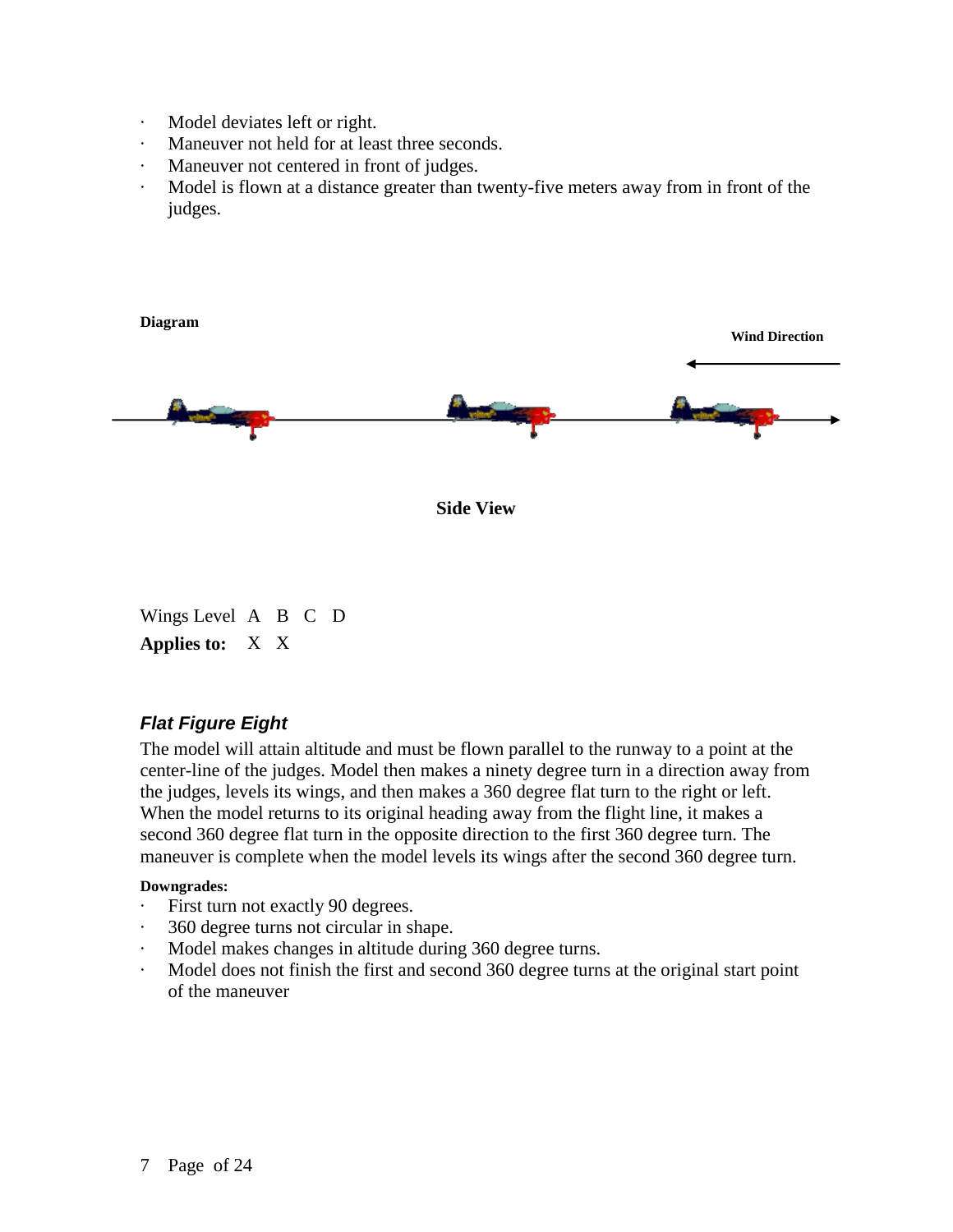- Model deviates left or right.
- Maneuver not held for at least three seconds.
- Maneuver not centered in front of judges.
- Model is flown at a distance greater than twenty-five meters away from in front of the judges.

**Diagram**

**Wind Direction**

**Side View**

| Wings Level | A | B | C | D |
|---|---|---|---|---|
| **Applies to:** | X | X | | |

### *Flat Figure Eight*

The model will attain altitude and must be flown parallel to the runway to a point at the center-line of the judges. Model then makes a ninety degree turn in a direction away from the judges, levels its wings, and then makes a 360 degree flat turn to the right or left. When the model returns to its original heading away from the flight line, it makes a second 360 degree flat turn in the opposite direction to the first 360 degree turn. The maneuver is complete when the model levels its wings after the second 360 degree turn.

**Downgrades:**

- First turn not exactly 90 degrees.
- 360 degree turns not circular in shape.
- Model makes changes in altitude during 360 degree turns.
- Model does not finish the first and second 360 degree turns at the original start point of the maneuver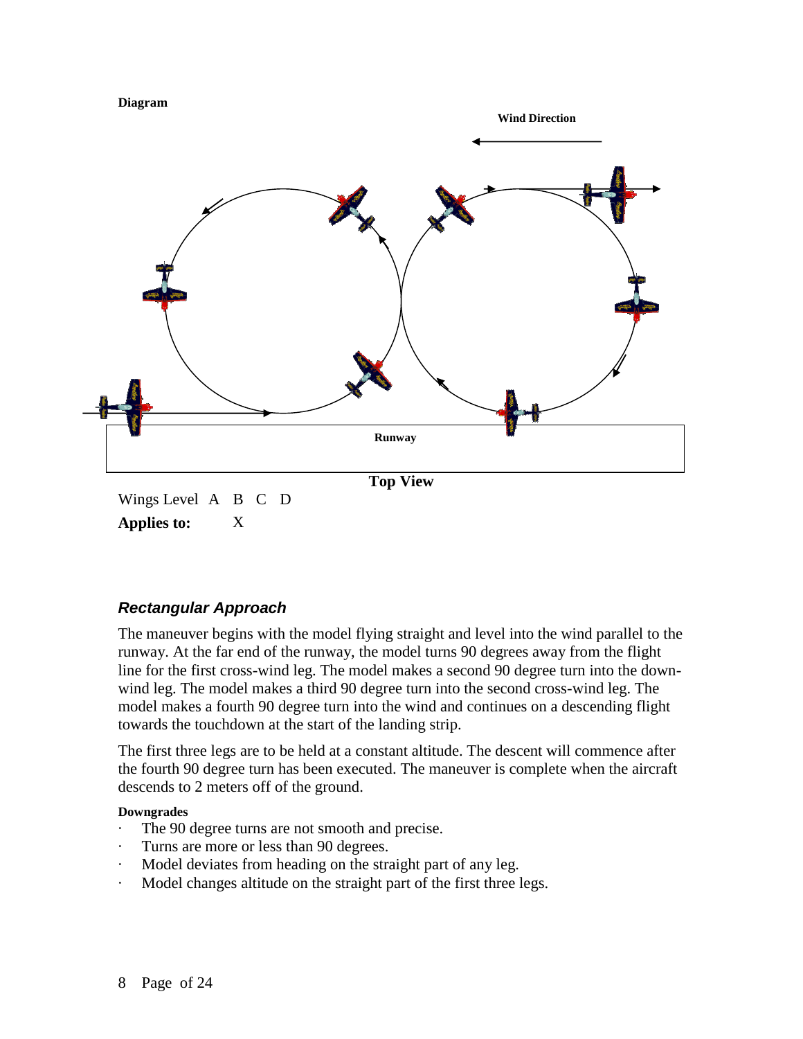**Diagram**

Wind Direction

Runway

**Top View**

| Wings Level | A | B | C | D |
|---|---|---|---|---|
| **Applies to:** | | X | | |

### *Rectangular Approach*

The maneuver begins with the model flying straight and level into the wind parallel to the runway. At the far end of the runway, the model turns 90 degrees away from the flight line for the first cross-wind leg. The model makes a second 90 degree turn into the down-wind leg. The model makes a third 90 degree turn into the second cross-wind leg. The model makes a fourth 90 degree turn into the wind and continues on a descending flight towards the touchdown at the start of the landing strip.

The first three legs are to be held at a constant altitude. The descent will commence after the fourth 90 degree turn has been executed. The maneuver is complete when the aircraft descends to 2 meters off of the ground.

**Downgrades**

- The 90 degree turns are not smooth and precise.
- Turns are more or less than 90 degrees.
- Model deviates from heading on the straight part of any leg.
- Model changes altitude on the straight part of the first three legs.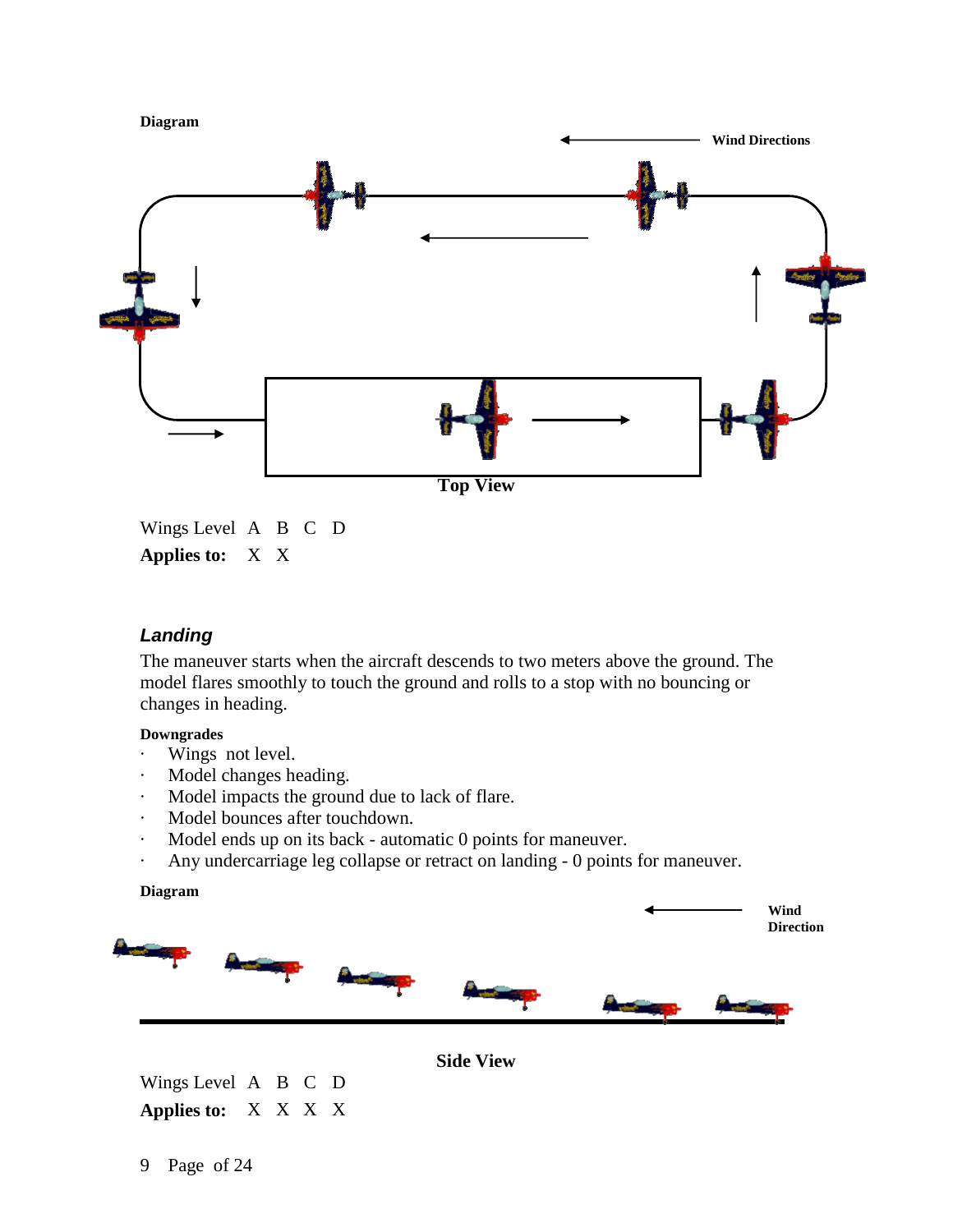**Diagram**

Wind Directions

Top View

| Wings Level | A | B | C | D |
|---|---|---|---|---|
| **Applies to:** | X | X | | |

### *Landing*

The maneuver starts when the aircraft descends to two meters above the ground. The model flares smoothly to touch the ground and rolls to a stop with no bouncing or changes in heading.

**Downgrades**

- Wings not level.
- Model changes heading.
- Model impacts the ground due to lack of flare.
- Model bounces after touchdown.
- Model ends up on its back - automatic 0 points for maneuver.
- Any undercarriage leg collapse or retract on landing - 0 points for maneuver.

**Diagram**

Wind Direction

Side View

| Wings Level | A | B | C | D |
|---|---|---|---|---|
| **Applies to:** | X | X | X | X |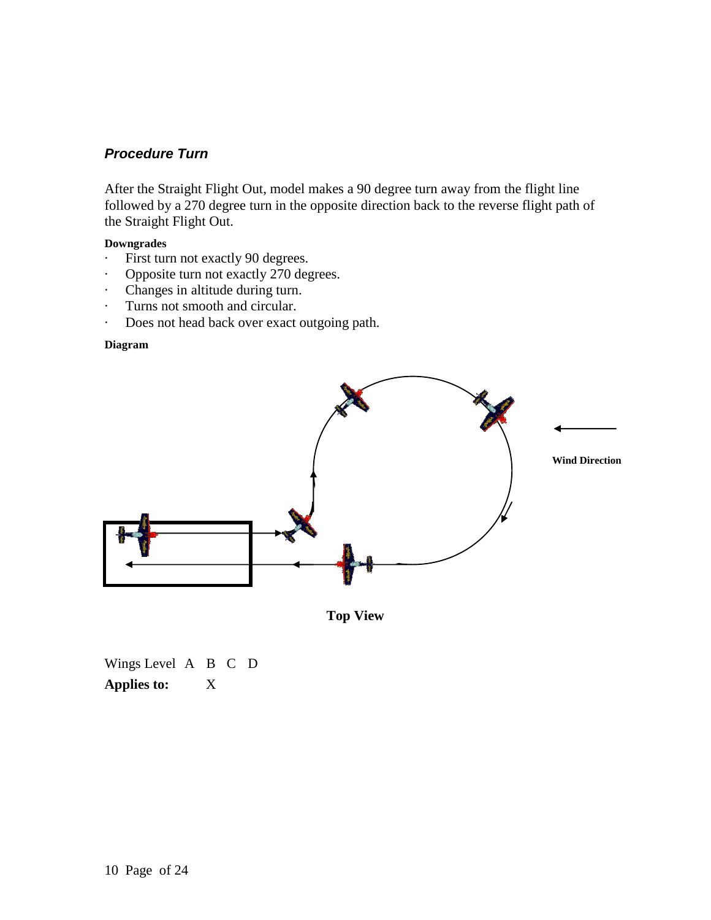### *Procedure Turn*

After the Straight Flight Out, model makes a 90 degree turn away from the flight line followed by a 270 degree turn in the opposite direction back to the reverse flight path of the Straight Flight Out.

**Downgrades**

- First turn not exactly 90 degrees.
- Opposite turn not exactly 270 degrees.
- Changes in altitude during turn.
- Turns not smooth and circular.
- Does not head back over exact outgoing path.

**Diagram**

Wind Direction

**Top View**

| Wings Level | A | B | C | D |
|---|---|---|---|---|
| **Applies to:** | | X | | |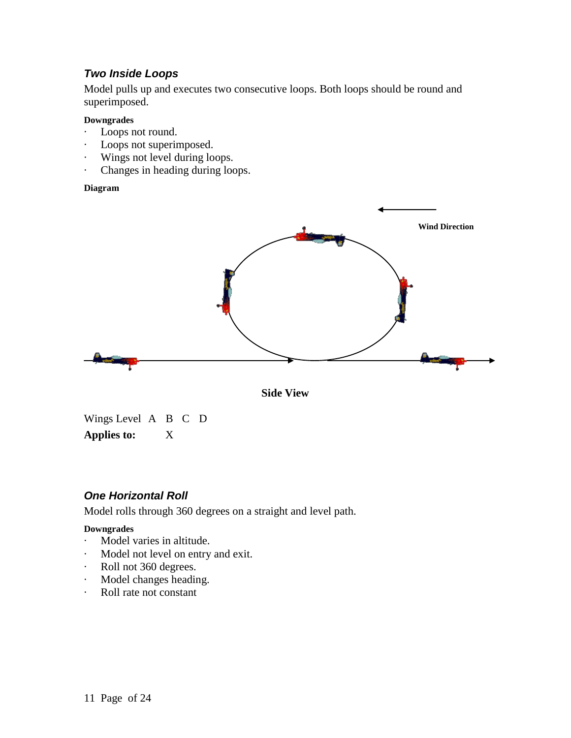### *Two Inside Loops*

Model pulls up and executes two consecutive loops. Both loops should be round and superimposed.

**Downgrades**

- Loops not round.
- Loops not superimposed.
- Wings not level during loops.
- Changes in heading during loops.

**Diagram**

Wind Direction

Side View

| Wings Level | A | B | C | D |
|---|---|---|---|---|
| **Applies to:** | | X | | |

### *One Horizontal Roll*

Model rolls through 360 degrees on a straight and level path.

**Downgrades**

- Model varies in altitude.
- Model not level on entry and exit.
- Roll not 360 degrees.
- Model changes heading.
- Roll rate not constant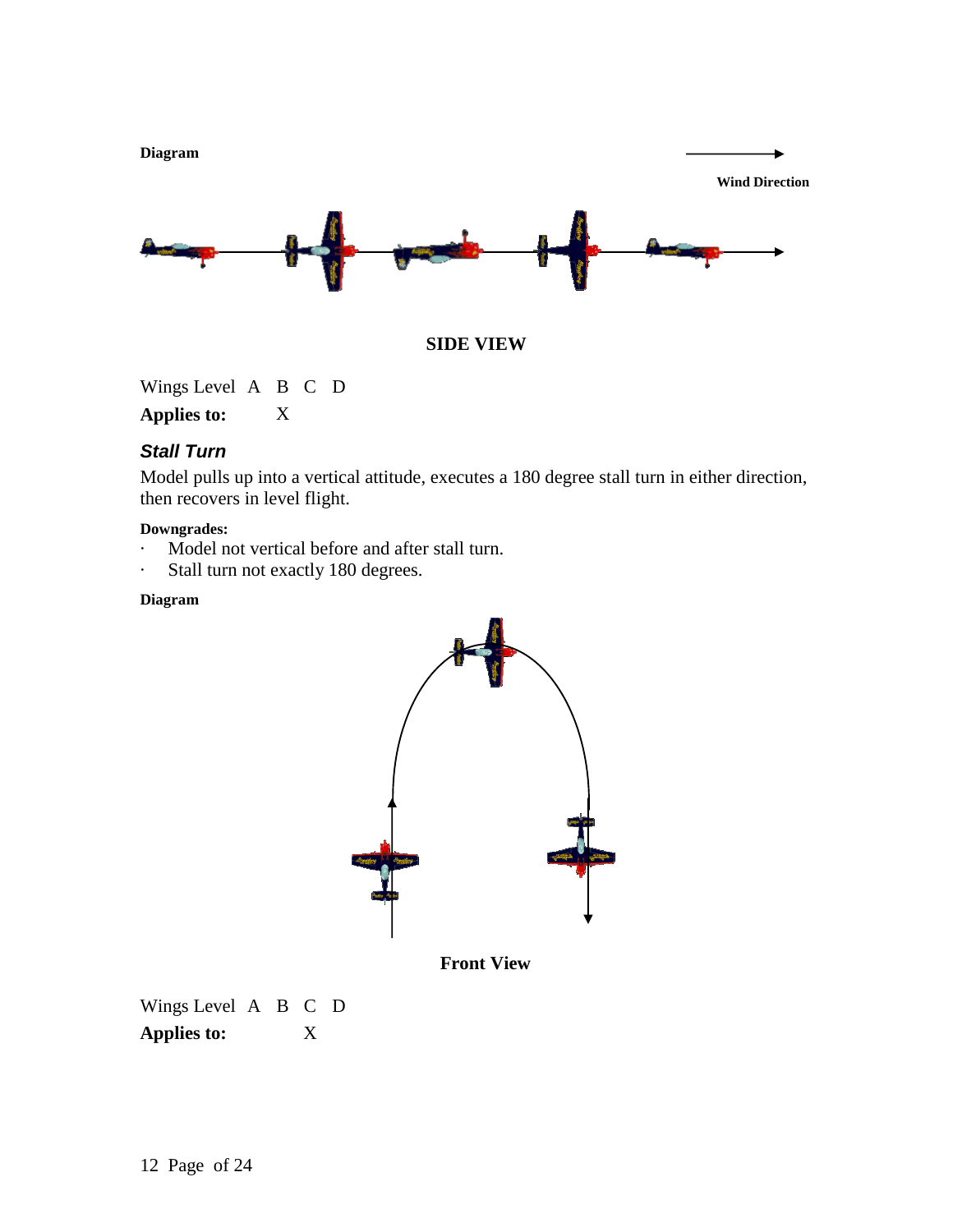**Diagram**

**Wind Direction**

**SIDE VIEW**

Wings Level A B C D

**Applies to:** X

### *Stall Turn*

Model pulls up into a vertical attitude, executes a 180 degree stall turn in either direction, then recovers in level flight.

**Downgrades:**

- Model not vertical before and after stall turn.
- Stall turn not exactly 180 degrees.

**Diagram**

**Front View**

Wings Level A B C D

**Applies to:** X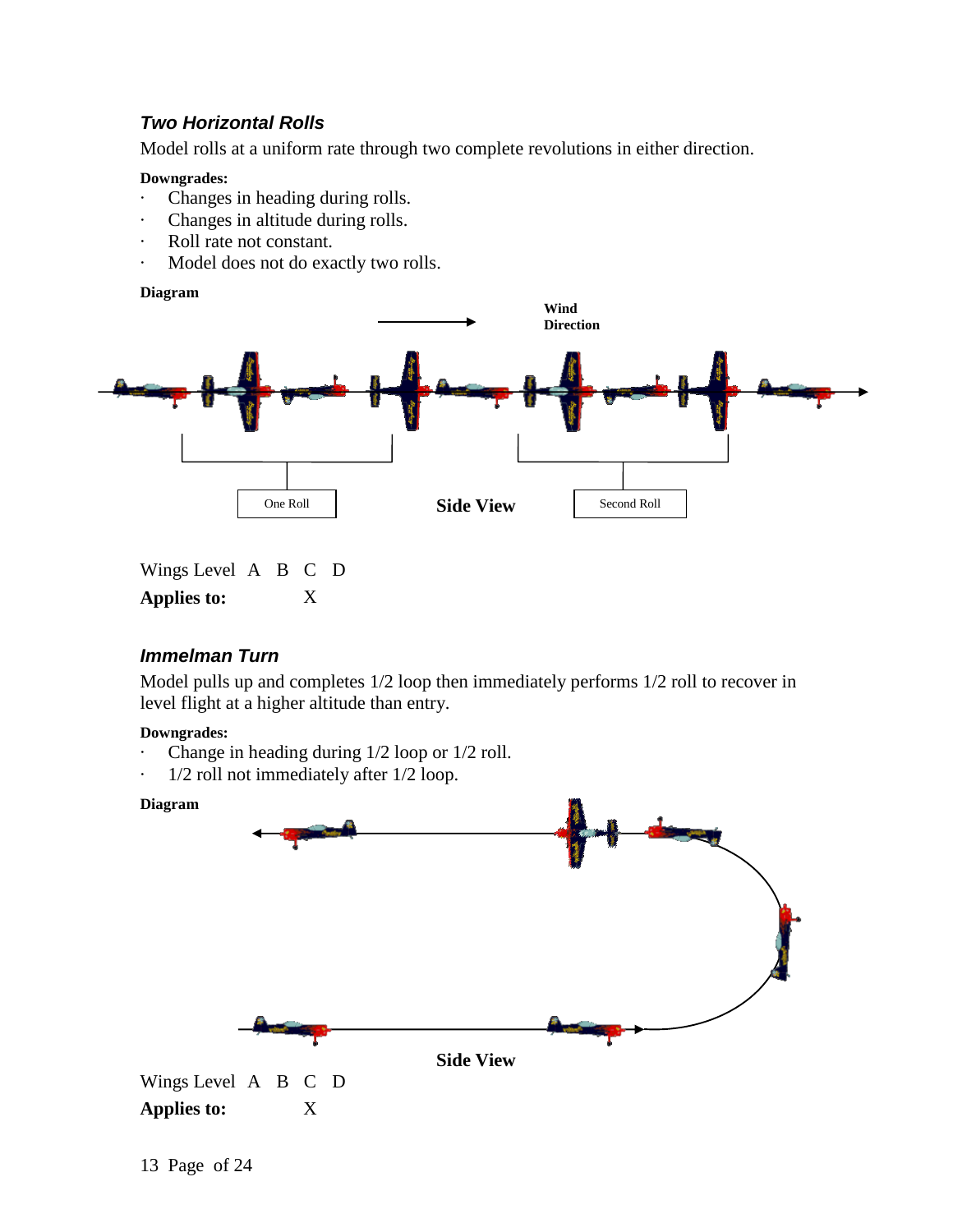### *Two Horizontal Rolls*

Model rolls at a uniform rate through two complete revolutions in either direction.

**Downgrades:**

- Changes in heading during rolls.
- Changes in altitude during rolls.
- Roll rate not constant.
- Model does not do exactly two rolls.

**Diagram**

Wind Direction

One Roll

**Side View**

Second Roll

| Wings Level | A | B | C | D |
|---|---|---|---|---|
| **Applies to:** | | | X | |

### *Immelman Turn*

Model pulls up and completes 1/2 loop then immediately performs 1/2 roll to recover in level flight at a higher altitude than entry.

**Downgrades:**

- Change in heading during 1/2 loop or 1/2 roll.
- 1/2 roll not immediately after 1/2 loop.

**Diagram**

**Side View**

| Wings Level | A | B | C | D |
|---|---|---|---|---|
| **Applies to:** | | | X | |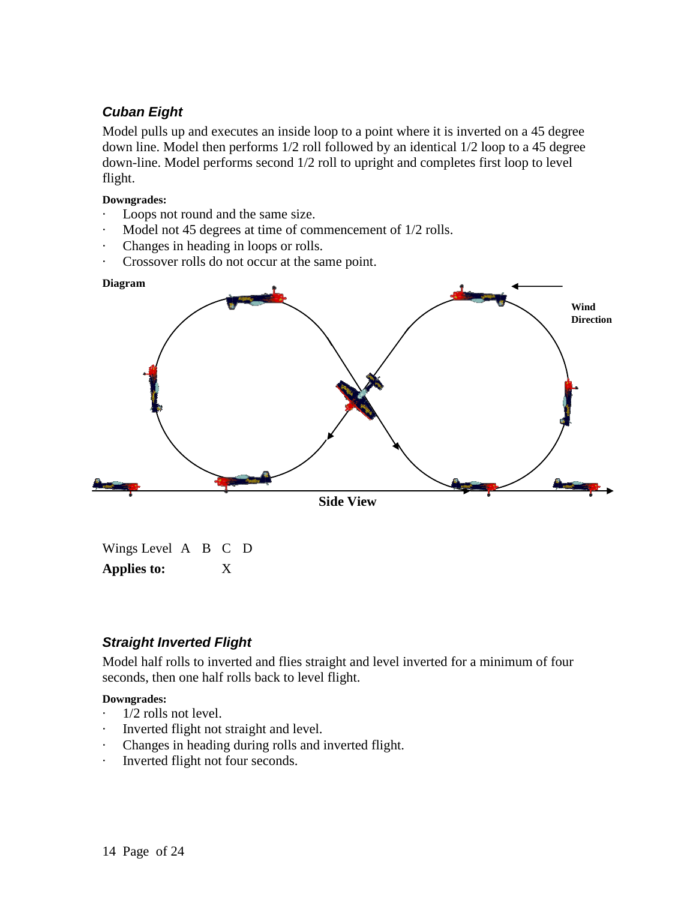### *Cuban Eight*

Model pulls up and executes an inside loop to a point where it is inverted on a 45 degree down line. Model then performs 1/2 roll followed by an identical 1/2 loop to a 45 degree down-line. Model performs second 1/2 roll to upright and completes first loop to level flight.

**Downgrades:**

- Loops not round and the same size.
- Model not 45 degrees at time of commencement of 1/2 rolls.
- Changes in heading in loops or rolls.
- Crossover rolls do not occur at the same point.

**Diagram**

**Wind Direction**

**Side View**

| Wings Level | A | B | C | D |
|---|---|---|---|---|
| **Applies to:** | | | X | |

### *Straight Inverted Flight*

Model half rolls to inverted and flies straight and level inverted for a minimum of four seconds, then one half rolls back to level flight.

**Downgrades:**

- 1/2 rolls not level.
- Inverted flight not straight and level.
- Changes in heading during rolls and inverted flight.
- Inverted flight not four seconds.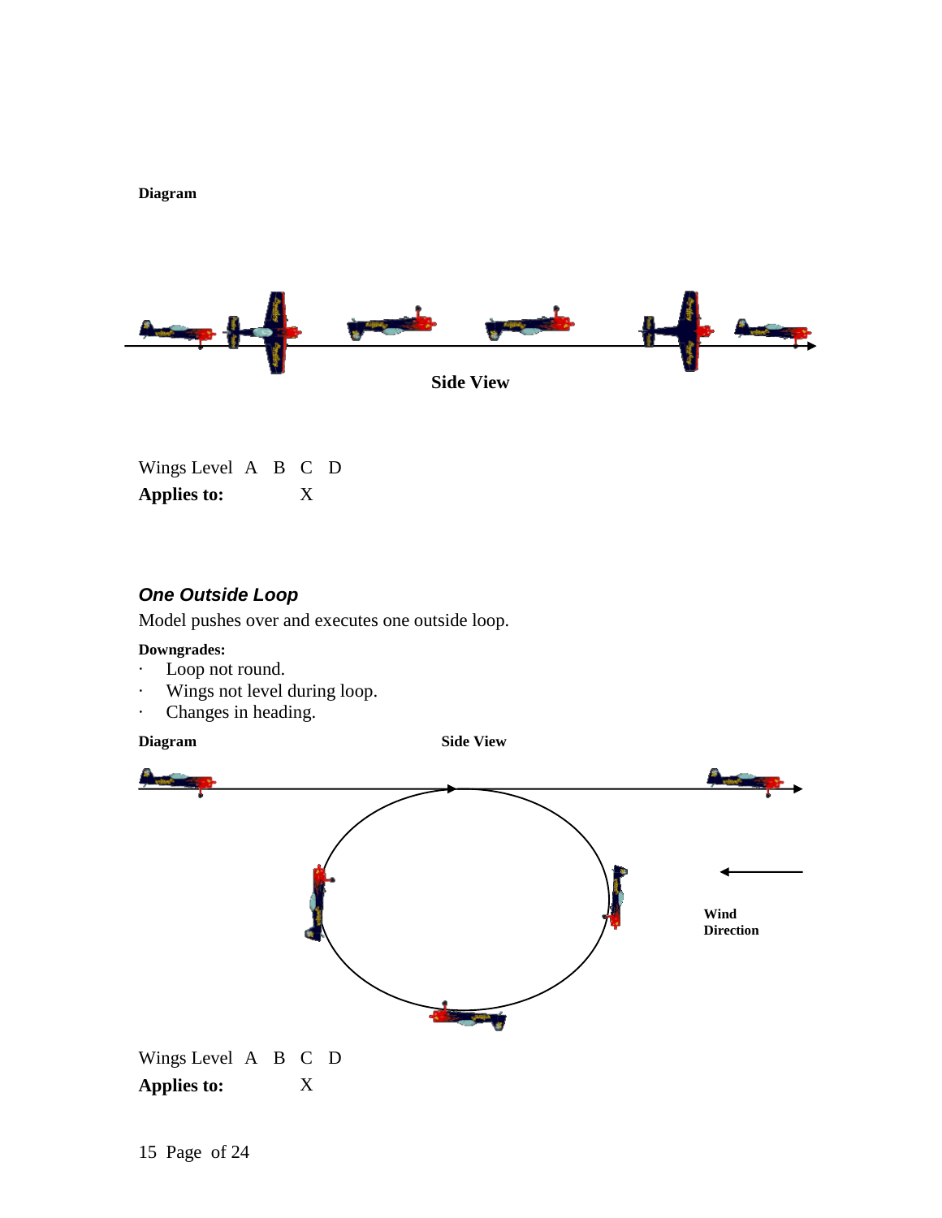**Diagram**

**Side View**

| Wings Level | A | B | C | D |
|---|---|---|---|---|
| **Applies to:** | | | X | |

### *One Outside Loop*

Model pushes over and executes one outside loop.

**Downgrades:**

- Loop not round.
- Wings not level during loop.
- Changes in heading.

**Diagram** **Side View**

**Wind Direction**

| Wings Level | A | B | C | D |
|---|---|---|---|---|
| **Applies to:** | | | X | |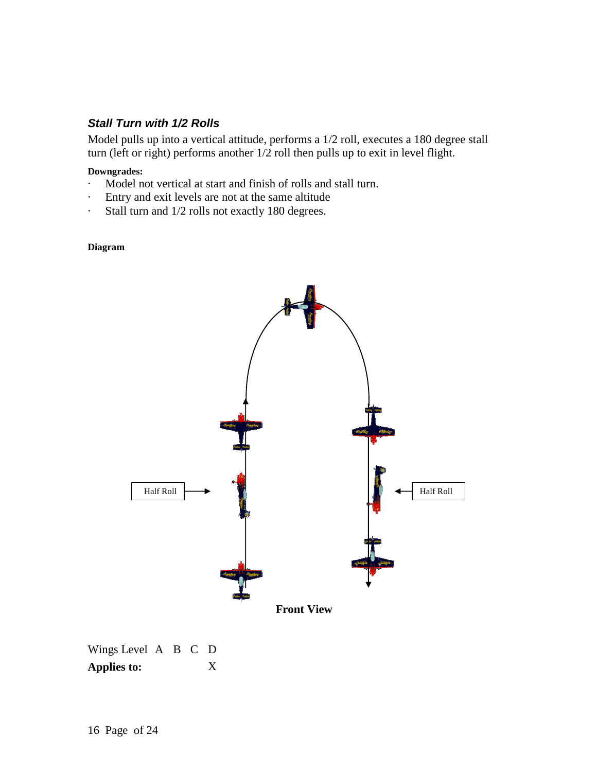### *Stall Turn with 1/2 Rolls*

Model pulls up into a vertical attitude, performs a 1/2 roll, executes a 180 degree stall turn (left or right) performs another 1/2 roll then pulls up to exit in level flight.

**Downgrades:**

- Model not vertical at start and finish of rolls and stall turn.
- Entry and exit levels are not at the same altitude
- Stall turn and 1/2 rolls not exactly 180 degrees.

**Diagram**

Half Roll

Half Roll

**Front View**

| Wings Level | A | B | C | D |
|---|---|---|---|---|
| **Applies to:** | | | | X |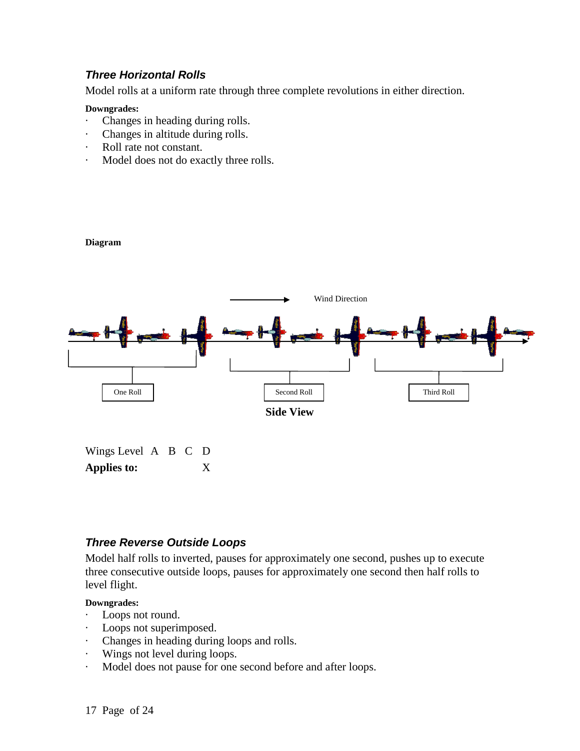### *Three Horizontal Rolls*

Model rolls at a uniform rate through three complete revolutions in either direction.

**Downgrades:**

- Changes in heading during rolls.
- Changes in altitude during rolls.
- Roll rate not constant.
- Model does not do exactly three rolls.

**Diagram**

Wind Direction

One Roll | Second Roll | Third Roll

**Side View**

| Wings Level | A | B | C | D |
|---|---|---|---|---|
| **Applies to:** | | | | X |

### *Three Reverse Outside Loops*

Model half rolls to inverted, pauses for approximately one second, pushes up to execute three consecutive outside loops, pauses for approximately one second then half rolls to level flight.

**Downgrades:**

- Loops not round.
- Loops not superimposed.
- Changes in heading during loops and rolls.
- Wings not level during loops.
- Model does not pause for one second before and after loops.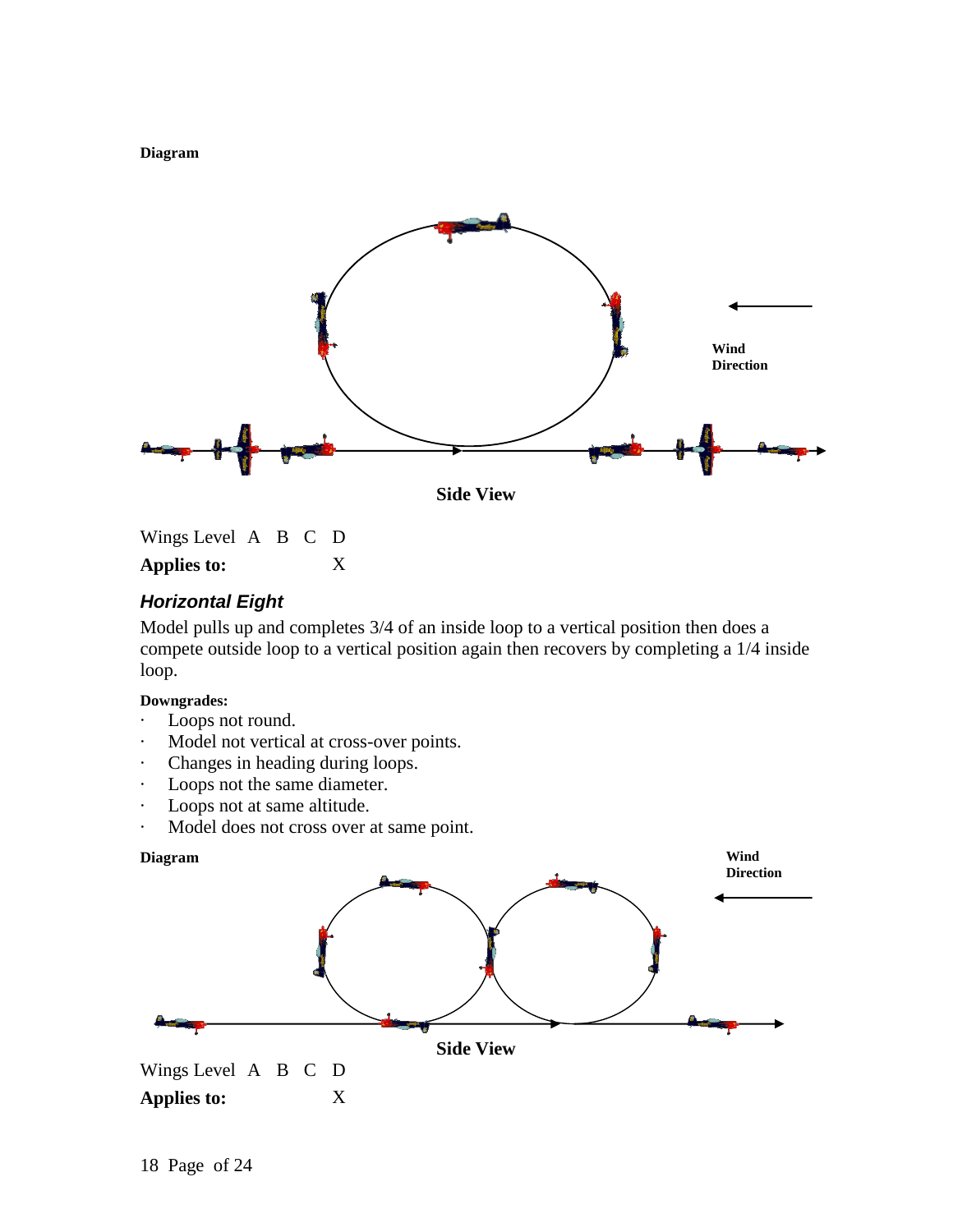**Diagram**

Wind Direction

Side View

| Wings Level | A | B | C | D |
|---|---|---|---|---|
| **Applies to:** | | | | X |

## *Horizontal Eight*

Model pulls up and completes 3/4 of an inside loop to a vertical position then does a compete outside loop to a vertical position again then recovers by completing a 1/4 inside loop.

**Downgrades:**

- Loops not round.
- Model not vertical at cross-over points.
- Changes in heading during loops.
- Loops not the same diameter.
- Loops not at same altitude.
- Model does not cross over at same point.

**Diagram**

Wind Direction

Side View

| Wings Level | A | B | C | D |
|---|---|---|---|---|
| **Applies to:** | | | | X |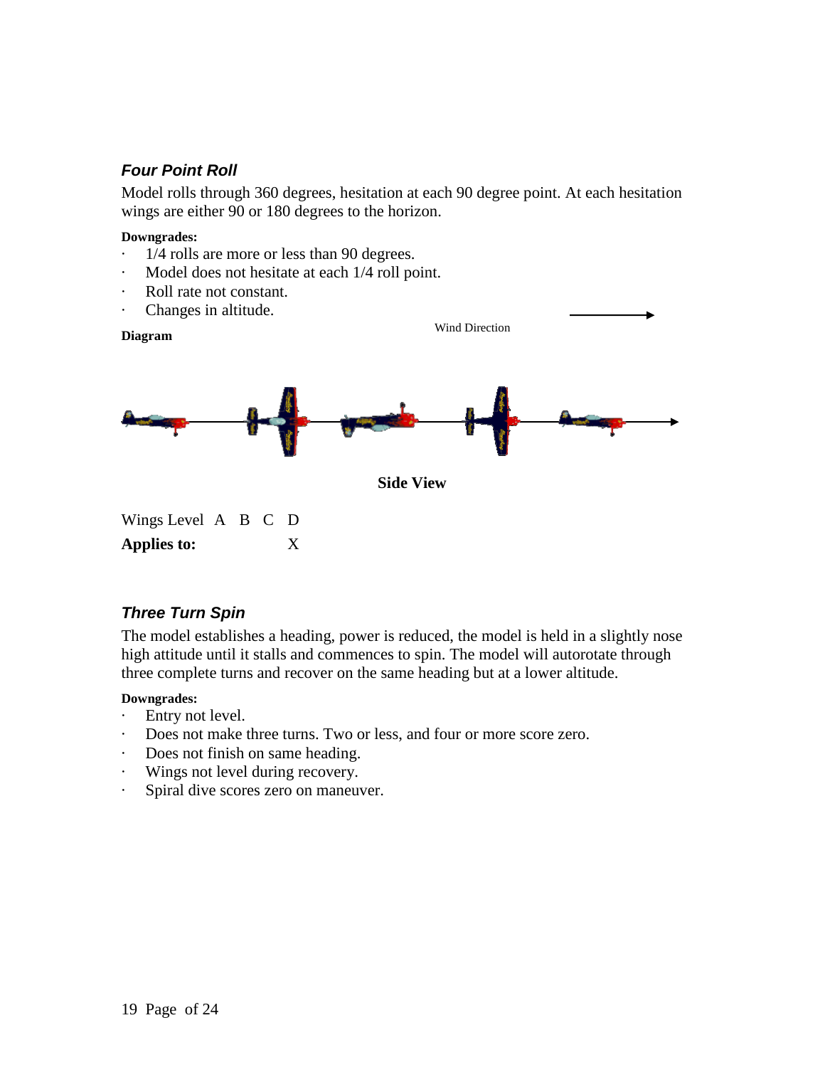### *Four Point Roll*

Model rolls through 360 degrees, hesitation at each 90 degree point. At each hesitation wings are either 90 or 180 degrees to the horizon.

**Downgrades:**

- 1/4 rolls are more or less than 90 degrees.
- Model does not hesitate at each 1/4 roll point.
- Roll rate not constant.
- Changes in altitude.

**Diagram**

Wind Direction

**Side View**

| Wings Level | A | B | C | D |
|---|---|---|---|---|
| **Applies to:** | | | | X |

### *Three Turn Spin*

The model establishes a heading, power is reduced, the model is held in a slightly nose high attitude until it stalls and commences to spin. The model will autorotate through three complete turns and recover on the same heading but at a lower altitude.

**Downgrades:**

- Entry not level.
- Does not make three turns. Two or less, and four or more score zero.
- Does not finish on same heading.
- Wings not level during recovery.
- Spiral dive scores zero on maneuver.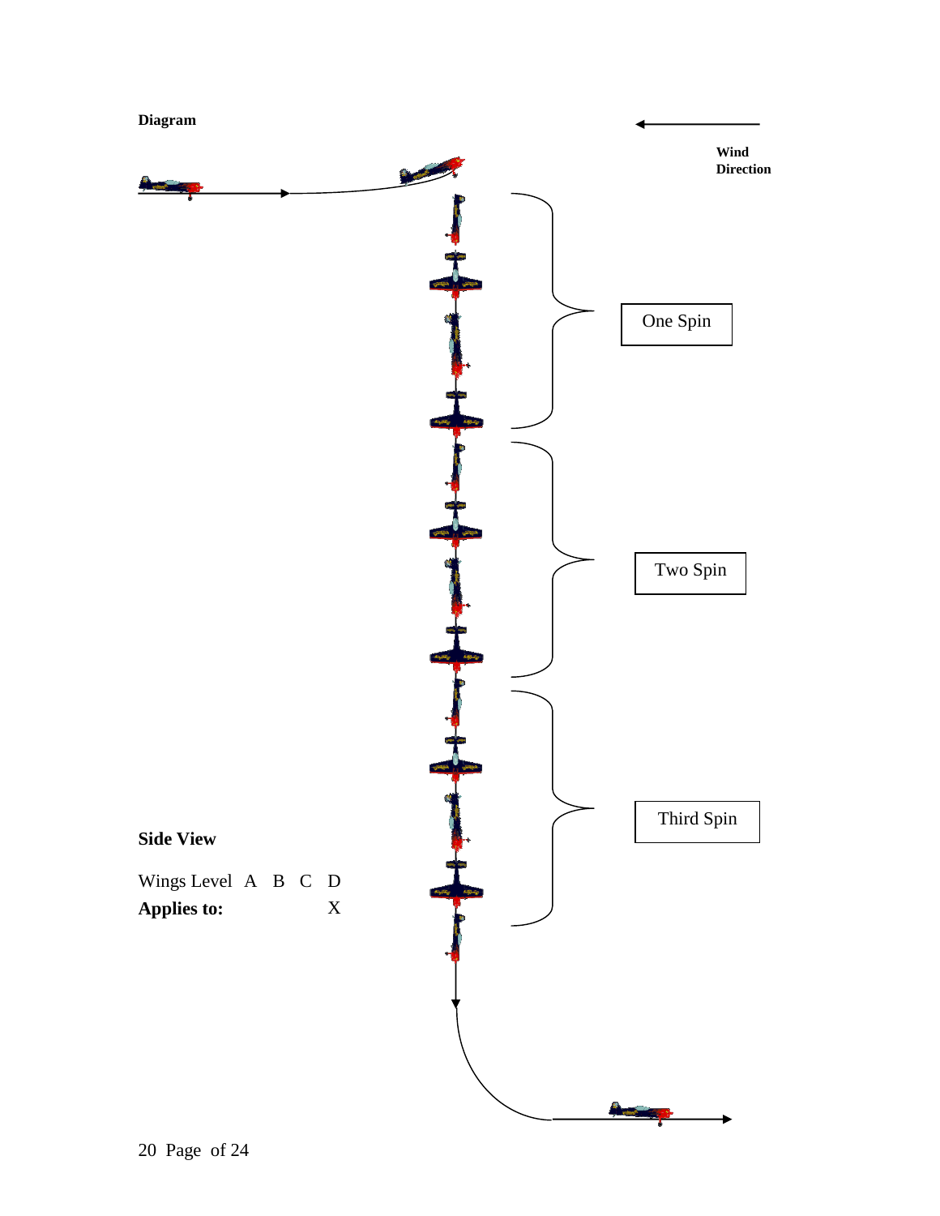**Diagram**

**Wind Direction**

One Spin

Two Spin

Third Spin

**Side View**

| Wings Level | A | B | C | D |
|---|---|---|---|---|
| **Applies to:** | | | | X |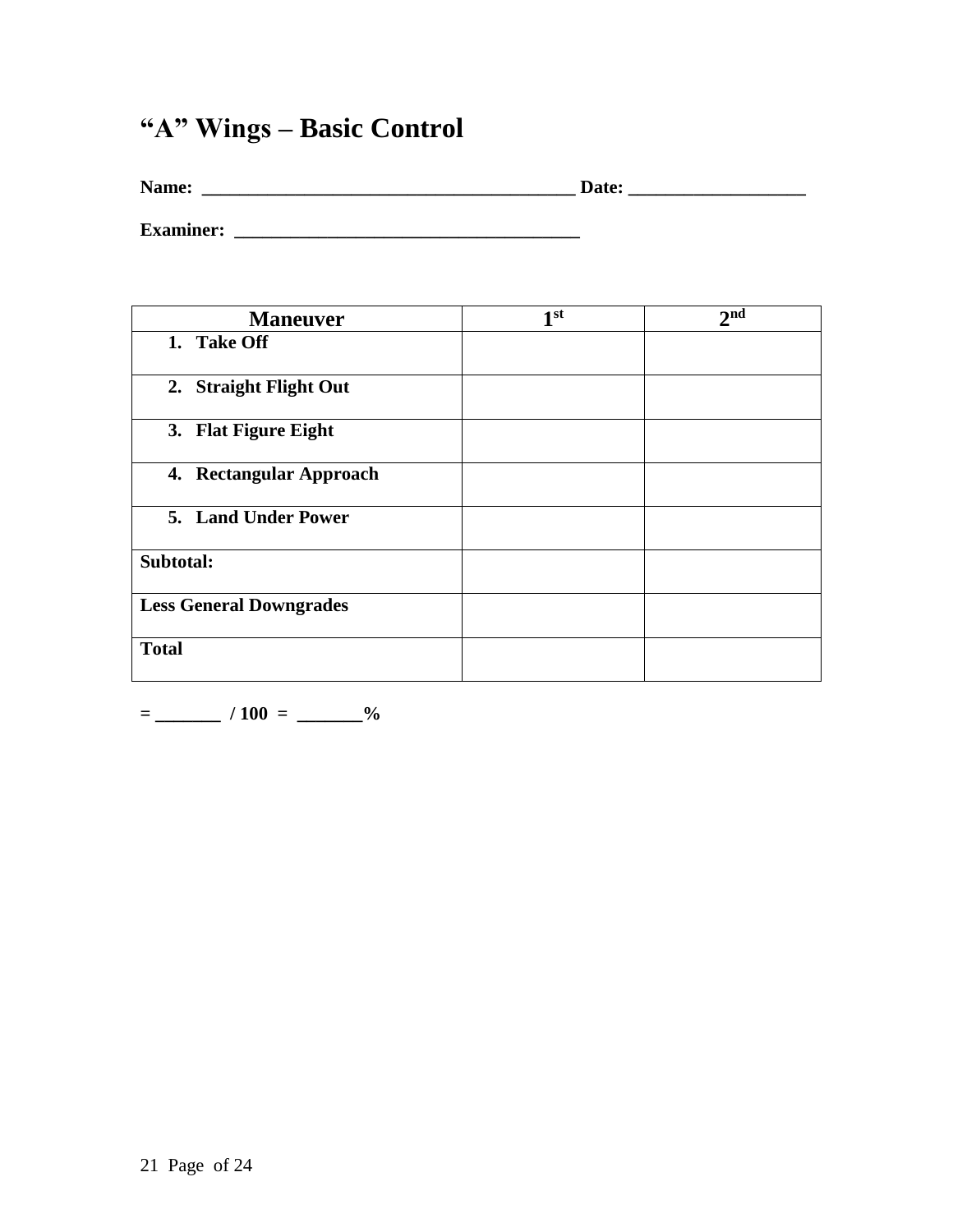# “A” Wings – Basic Control

**Name: ________________________________________ Date: ___________________**

**Examiner: _____________________________________**

| Maneuver | 1st | 2nd |
|---|---|---|
| 1. Take Off | | |
| 2. Straight Flight Out | | |
| 3. Flat Figure Eight | | |
| 4. Rectangular Approach | | |
| 5. Land Under Power | | |
| Subtotal: | | |
| Less General Downgrades | | |
| Total | | |

**= _______ / 100 = _______%**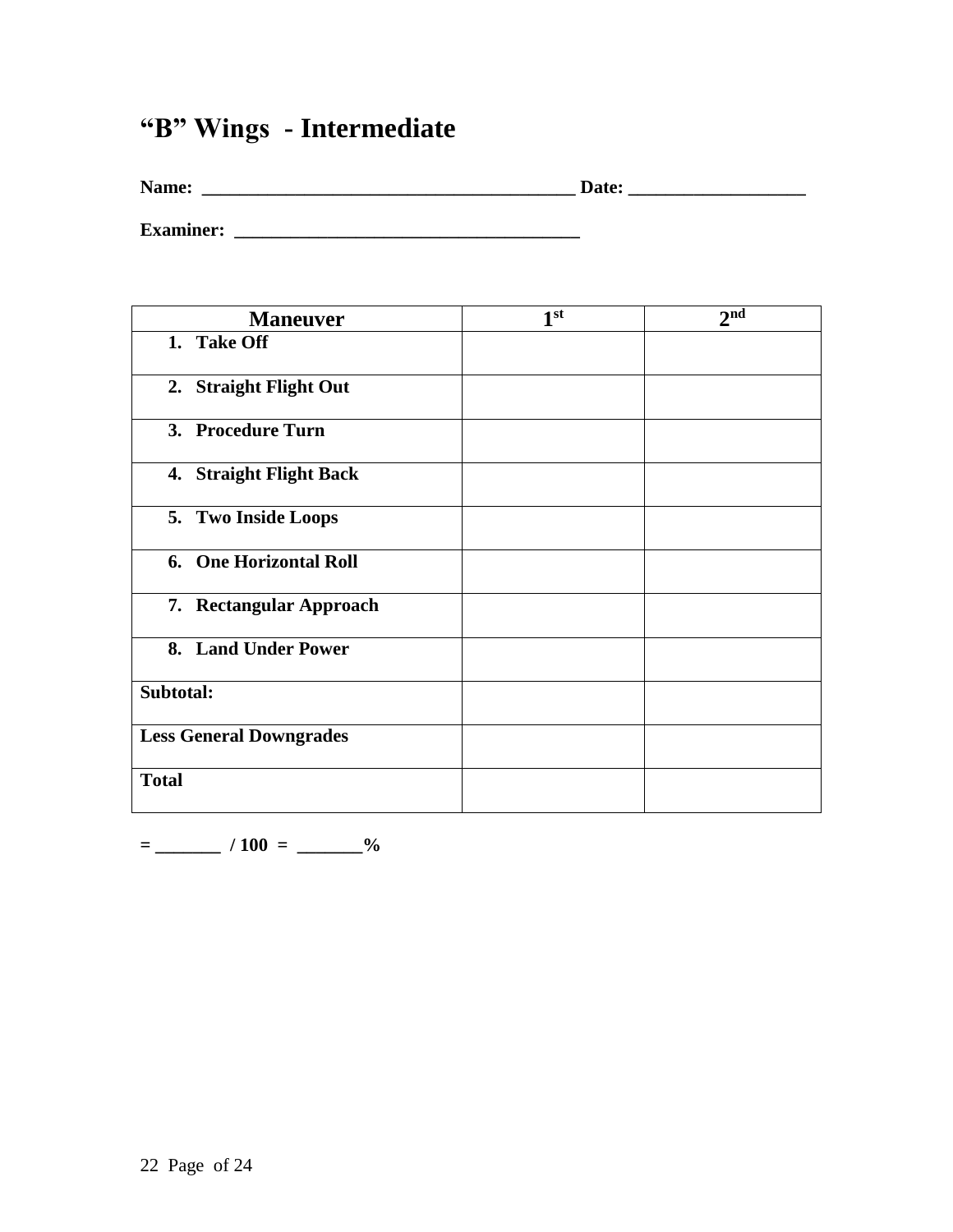# “B” Wings - Intermediate

**Name: _________________________________________ Date: ___________________**

**Examiner: ______________________________________**

| Maneuver | 1st | 2nd |
|---|---|---|
| 1. Take Off | | |
| 2. Straight Flight Out | | |
| 3. Procedure Turn | | |
| 4. Straight Flight Back | | |
| 5. Two Inside Loops | | |
| 6. One Horizontal Roll | | |
| 7. Rectangular Approach | | |
| 8. Land Under Power | | |
| **Subtotal:** | | |
| **Less General Downgrades** | | |
| **Total** | | |

**= _______ / 100 = _______%**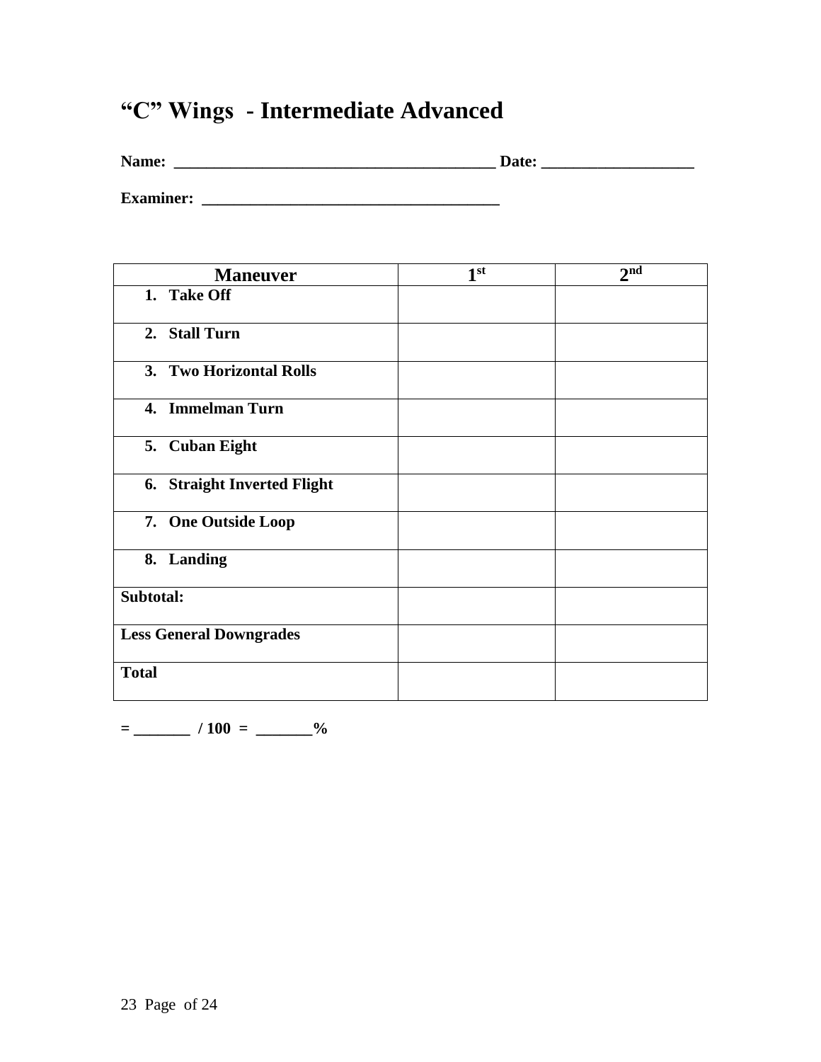# "C" Wings - Intermediate Advanced

**Name: _______________________________________ Date: __________________**

**Examiner: ____________________________________**

| Maneuver | 1st | 2nd |
|---|---|---|
| 1. Take Off | | |
| 2. Stall Turn | | |
| 3. Two Horizontal Rolls | | |
| 4. Immelman Turn | | |
| 5. Cuban Eight | | |
| 6. Straight Inverted Flight | | |
| 7. One Outside Loop | | |
| 8. Landing | | |
| Subtotal: | | |
| Less General Downgrades | | |
| Total | | |

**= _______ / 100 = _______%**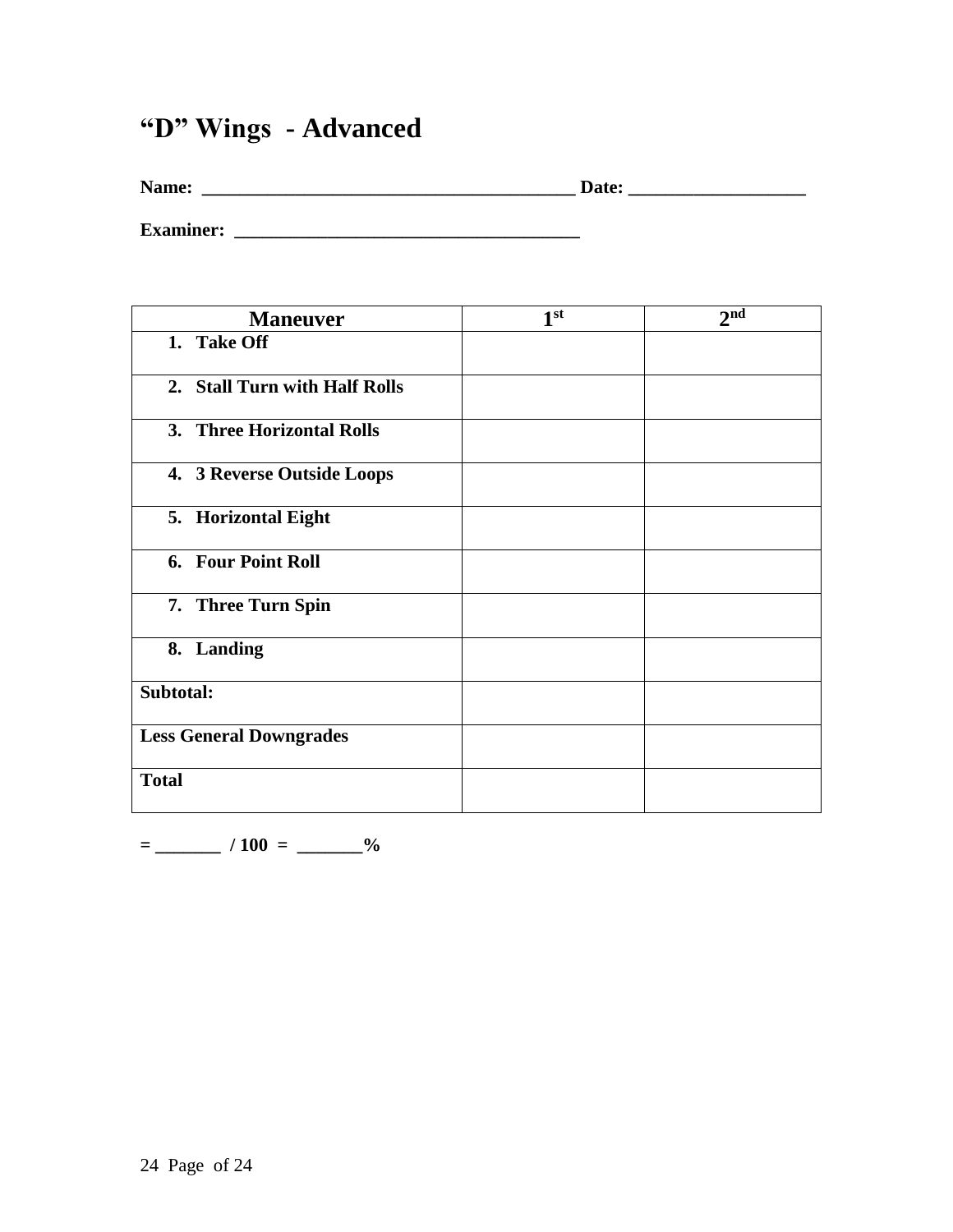# “D” Wings - Advanced

**Name: _______________________________________ Date: __________________**

**Examiner: ____________________________________**

| Maneuver | 1st | 2nd |
|---|---|---|
| 1. Take Off | | |
| 2. Stall Turn with Half Rolls | | |
| 3. Three Horizontal Rolls | | |
| 4. 3 Reverse Outside Loops | | |
| 5. Horizontal Eight | | |
| 6. Four Point Roll | | |
| 7. Three Turn Spin | | |
| 8. Landing | | |
| Subtotal: | | |
| Less General Downgrades | | |
| Total | | |

**= _______ / 100 = _______%**